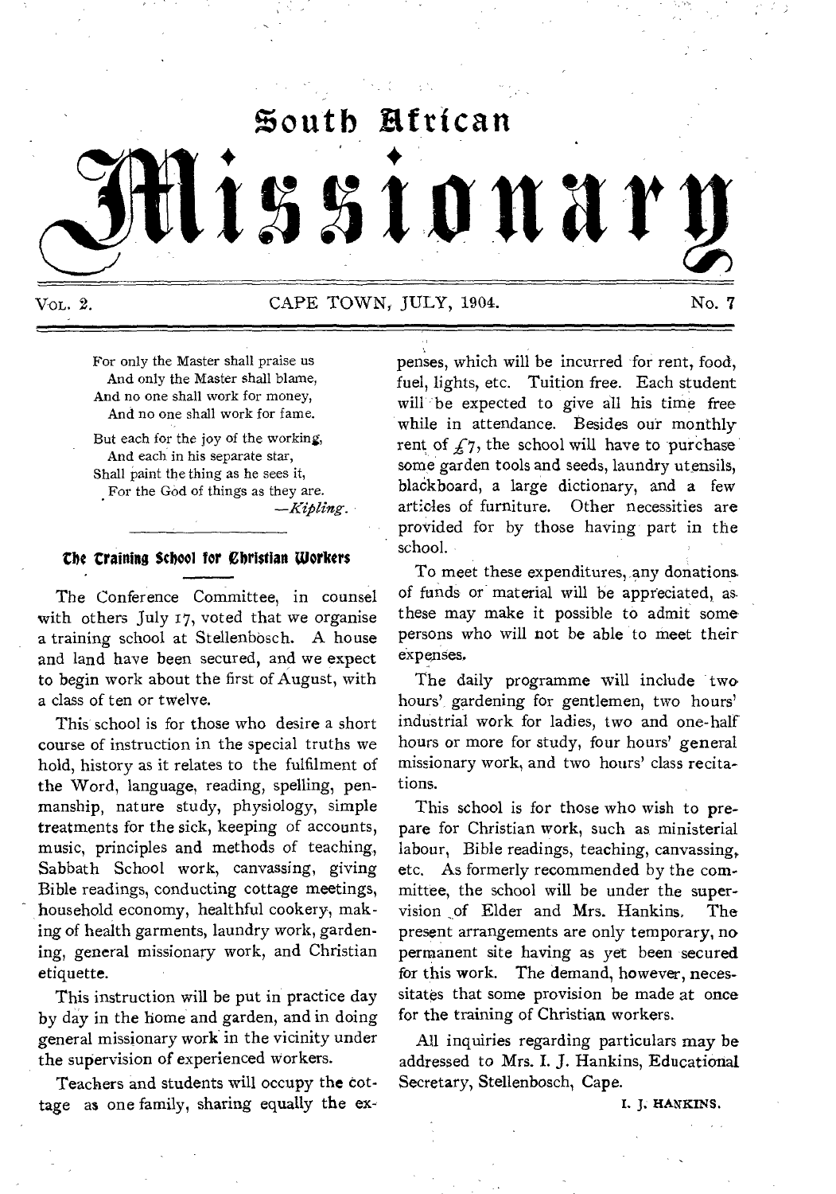# South African Missionary

VOL. 2. CAPE TOWN, JULY, 1904. No. 7

For only the Master shall praise us
And only the Master shall blame,
And no one shall work for money,
And no one shall work for fame.

But each for the joy of the working,
And each in his separate star,
Shall paint the thing as he sees it,
For the God of things as they are.

—*Kipling.*

## The Training School for Christian Workers

The Conference Committee, in counsel with others July 17, voted that we organise a training school at Stellenbosch. A house and land have been secured, and we expect to begin work about the first of August, with a class of ten or twelve.

This school is for those who desire a short course of instruction in the special truths we hold, history as it relates to the fulfilment of the Word, language, reading, spelling, penmanship, nature study, physiology, simple treatments for the sick, keeping of accounts, music, principles and methods of teaching, Sabbath School work, canvassing, giving Bible readings, conducting cottage meetings, household economy, healthful cookery, making of health garments, laundry work, gardening, general missionary work, and Christian etiquette.

This instruction will be put in practice day by day in the home and garden, and in doing general missionary work in the vicinity under the supervision of experienced workers.

Teachers and students will occupy the cottage as one family, sharing equally the expenses, which will be incurred for rent, food, fuel, lights, etc. Tuition free. Each student will be expected to give all his time free while in attendance. Besides our monthly rent of £7, the school will have to purchase some garden tools and seeds, laundry utensils, blackboard, a large dictionary, and a few articles of furniture. Other necessities are provided for by those having part in the school.

To meet these expenditures, any donations of funds or material will be appreciated, as these may make it possible to admit some persons who will not be able to meet their expenses.

The daily programme will include two hours' gardening for gentlemen, two hours' industrial work for ladies, two and one-half hours or more for study, four hours' general missionary work, and two hours' class recitations.

This school is for those who wish to prepare for Christian work, such as ministerial labour, Bible readings, teaching, canvassing, etc. As formerly recommended by the committee, the school will be under the supervision of Elder and Mrs. Hankins. The present arrangements are only temporary, no permanent site having as yet been secured for this work. The demand, however, necessitates that some provision be made at once for the training of Christian workers.

All inquiries regarding particulars may be addressed to Mrs. I. J. Hankins, Educational Secretary, Stellenbosch, Cape.

I. J. HANKINS.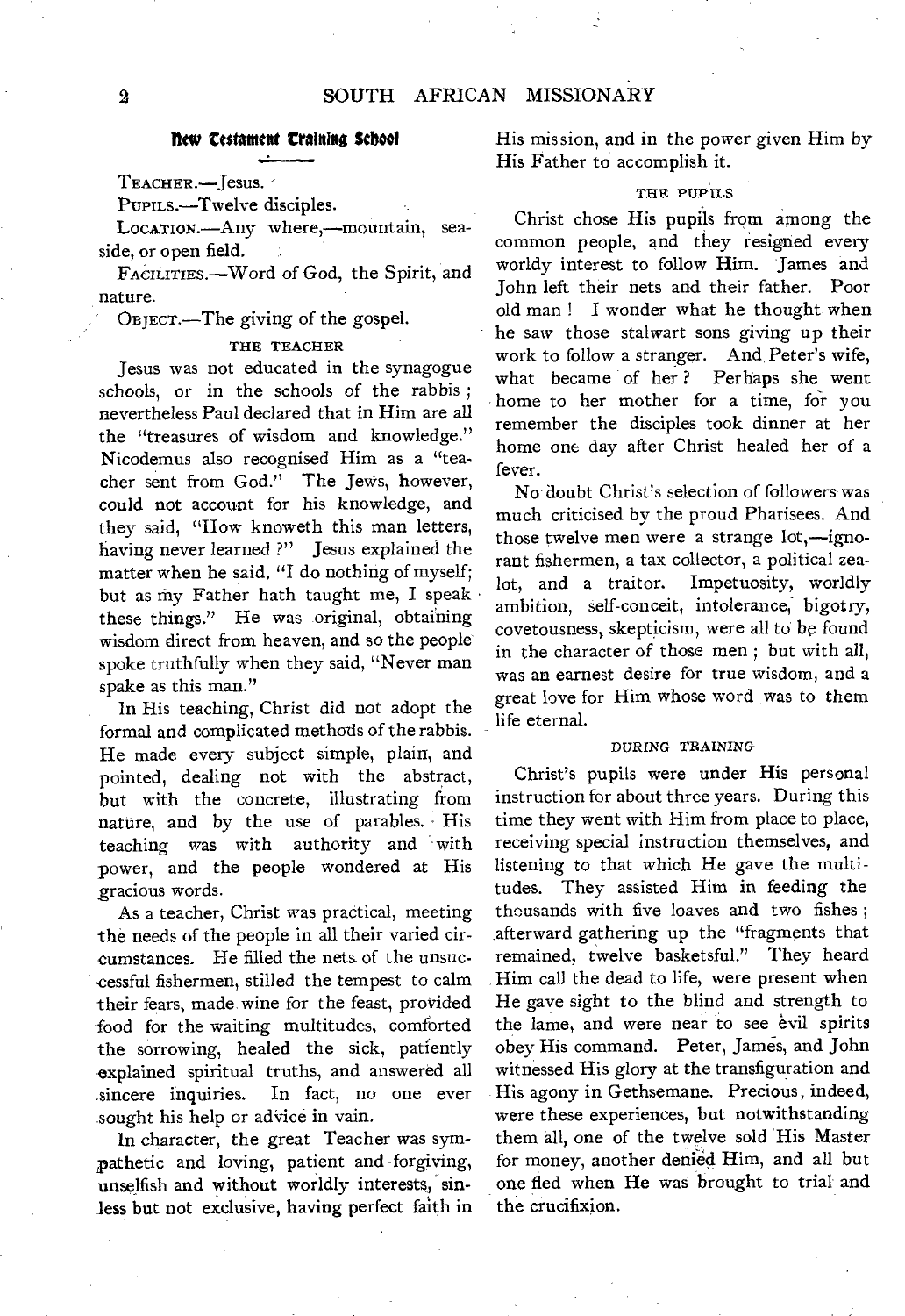## New Testament Training School

TEACHER.—Jesus.

PUPILS.—Twelve disciples.

LOCATION.—Any where,—mountain, seaside, or open field.

FACILITIES.—Word of God, the Spirit, and nature.

OBJECT.—The giving of the gospel.

### THE TEACHER

Jesus was not educated in the synagogue schools, or in the schools of the rabbis; nevertheless Paul declared that in Him are all the "treasures of wisdom and knowledge." Nicodemus also recognised Him as a "teacher sent from God." The Jews, however, could not account for his knowledge, and they said, "How knoweth this man letters, having never learned?" Jesus explained the matter when he said, "I do nothing of myself; but as my Father hath taught me, I speak these things." He was original, obtaining wisdom direct from heaven, and so the people spoke truthfully when they said, "Never man spake as this man."

In His teaching, Christ did not adopt the formal and complicated methods of the rabbis. He made every subject simple, plain, and pointed, dealing not with the abstract, but with the concrete, illustrating from nature, and by the use of parables. His teaching was with authority and with power, and the people wondered at His gracious words.

As a teacher, Christ was practical, meeting the needs of the people in all their varied circumstances. He filled the nets of the unsuccessful fishermen, stilled the tempest to calm their fears, made wine for the feast, provided food for the waiting multitudes, comforted the sorrowing, healed the sick, patiently explained spiritual truths, and answered all sincere inquiries. In fact, no one ever sought his help or advice in vain.

In character, the great Teacher was sympathetic and loving, patient and forgiving, unselfish and without worldly interests, sinless but not exclusive, having perfect faith in His mission, and in the power given Him by His Father to accomplish it.

### THE PUPILS

Christ chose His pupils from among the common people, and they resigned every worldy interest to follow Him. James and John left their nets and their father. Poor old man! I wonder what he thought when he saw those stalwart sons giving up their work to follow a stranger. And Peter's wife, what became of her? Perhaps she went home to her mother for a time, for you remember the disciples took dinner at her home one day after Christ healed her of a fever.

No doubt Christ's selection of followers was much criticised by the proud Pharisees. And those twelve men were a strange lot,—ignorant fishermen, a tax collector, a political zealot, and a traitor. Impetuosity, worldly ambition, self-conceit, intolerance, bigotry, covetousness, skepticism, were all to be found in the character of those men; but with all, was an earnest desire for true wisdom, and a great love for Him whose word was to them life eternal.

### DURING TRAINING

Christ's pupils were under His personal instruction for about three years. During this time they went with Him from place to place, receiving special instruction themselves, and listening to that which He gave the multitudes. They assisted Him in feeding the thousands with five loaves and two fishes; afterward gathering up the "fragments that remained, twelve basketsful." They heard Him call the dead to life, were present when He gave sight to the blind and strength to the lame, and were near to see evil spirits obey His command. Peter, James, and John witnessed His glory at the transfiguration and His agony in Gethsemane. Precious, indeed, were these experiences, but notwithstanding them all, one of the twelve sold His Master for money, another denied Him, and all but one fled when He was brought to trial and the crucifixion.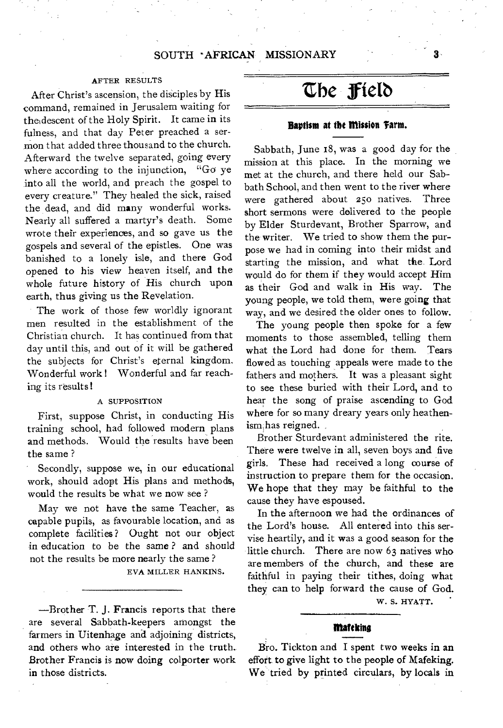### AFTER RESULTS

After Christ's ascension, the disciples by His command, remained in Jerusalem waiting for the descent of the Holy Spirit. It came in its fulness, and that day Peter preached a sermon that added three thousand to the church. Afterward the twelve separated, going every where according to the injunction, "Go ye into all the world, and preach the gospel to every creature." They healed the sick, raised the dead, and did many wonderful works. Nearly all suffered a martyr's death. Some wrote their experiences, and so gave us the gospels and several of the epistles. One was banished to a lonely isle, and there God opened to his view heaven itself, and the whole future history of His church upon earth, thus giving us the Revelation.

The work of those few worldly ignorant men resulted in the establishment of the Christian church. It has continued from that day until this, and out of it will be gathered the subjects for Christ's eternal kingdom. Wonderful work! Wonderful and far reaching its results!

### A SUPPOSITION

First, suppose Christ, in conducting His training school, had followed modern plans and methods. Would the results have been the same?

Secondly, suppose we, in our educational work, should adopt His plans and methods, would the results be what we now see?

May we not have the same Teacher, as capable pupils, as favourable location, and as complete facilities? Ought not our object in education to be the same? and should not the results be more nearly the same?

EVA MILLER HANKINS.

---

—Brother T. J. Francis reports that there are several Sabbath-keepers amongst the farmers in Uitenhage and adjoining districts, and others who are interested in the truth. Brother Francis is now doing colporter work in those districts.

# The Field

### Baptism at the Mission Farm.

Sabbath, June 18, was a good day for the mission at this place. In the morning we met at the church, and there held our Sabbath School, and then went to the river where were gathered about 250 natives. Three short sermons were delivered to the people by Elder Sturdevant, Brother Sparrow, and the writer. We tried to show them the purpose we had in coming into their midst and starting the mission, and what the Lord would do for them if they would accept Him as their God and walk in His way. The young people, we told them, were going that way, and we desired the older ones to follow.

The young people then spoke for a few moments to those assembled, telling them what the Lord had done for them. Tears flowed as touching appeals were made to the fathers and mothers. It was a pleasant sight to see these buried with their Lord, and to hear the song of praise ascending to God where for so many dreary years only heathenism has reigned.

Brother Sturdevant administered the rite. There were twelve in all, seven boys and five girls. These had received a long course of instruction to prepare them for the occasion. We hope that they may be faithful to the cause they have espoused.

In the afternoon we had the ordinances of the Lord's house. All entered into this service heartily, and it was a good season for the little church. There are now 63 natives who are members of the church, and these are faithful in paying their tithes, doing what they can to help forward the cause of God.

W. S. HYATT.

---

### Mafeking

Bro. Tickton and I spent two weeks in an effort to give light to the people of Mafeking. We tried by printed circulars, by locals in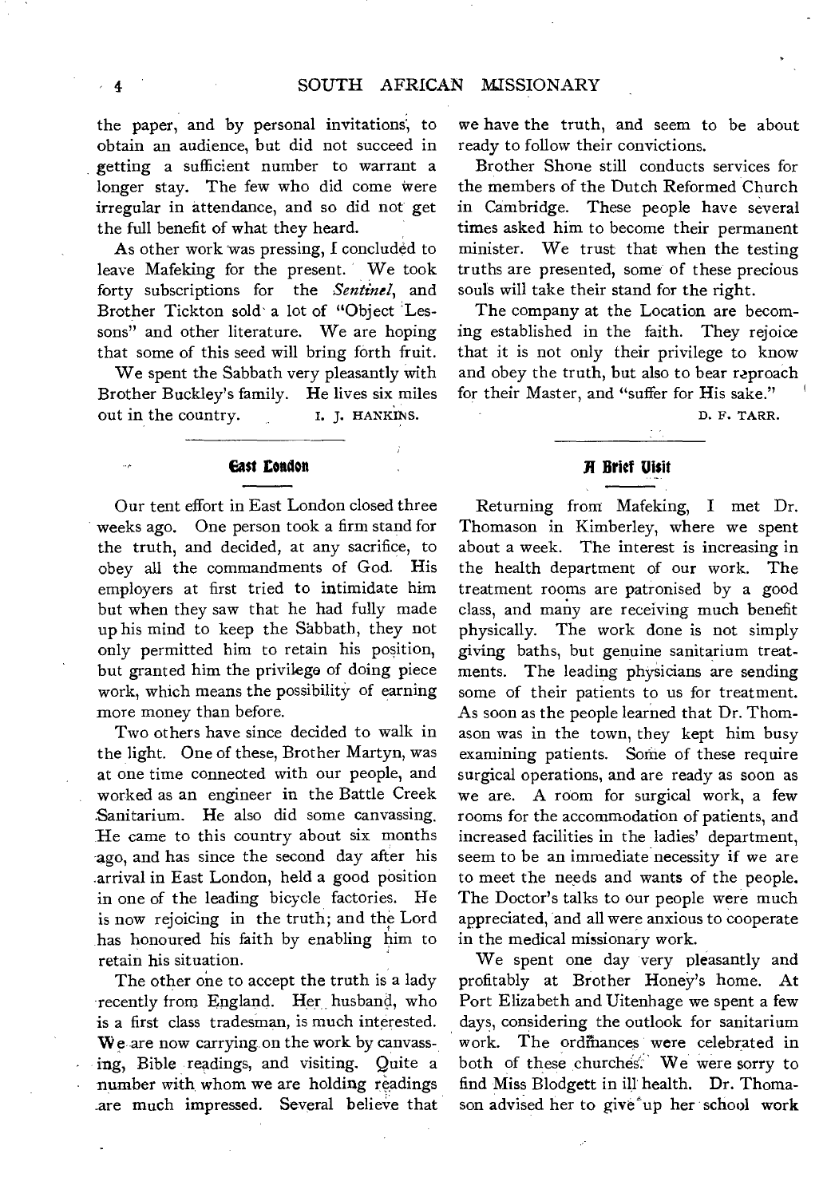the paper, and by personal invitations, to obtain an audience, but did not succeed in getting a sufficient number to warrant a longer stay. The few who did come were irregular in attendance, and so did not get the full benefit of what they heard.

As other work was pressing, I concluded to leave Mafeking for the present. We took forty subscriptions for the *Sentinel*, and Brother Tickton sold a lot of "Object Lessons" and other literature. We are hoping that some of this seed will bring forth fruit.

We spent the Sabbath very pleasantly with Brother Buckley's family. He lives six miles out in the country.

I. J. HANKINS.

## East London

Our tent effort in East London closed three weeks ago. One person took a firm stand for the truth, and decided, at any sacrifice, to obey all the commandments of God. His employers at first tried to intimidate him but when they saw that he had fully made up his mind to keep the Sabbath, they not only permitted him to retain his position, but granted him the privilege of doing piece work, which means the possibility of earning more money than before.

Two others have since decided to walk in the light. One of these, Brother Martyn, was at one time connected with our people, and worked as an engineer in the Battle Creek Sanitarium. He also did some canvassing. He came to this country about six months ago, and has since the second day after his arrival in East London, held a good position in one of the leading bicycle factories. He is now rejoicing in the truth; and the Lord has honoured his faith by enabling him to retain his situation.

The other one to accept the truth is a lady recently from England. Her husband, who is a first class tradesman, is much interested. We are now carrying on the work by canvassing, Bible readings, and visiting. Quite a number with whom we are holding readings are much impressed. Several believe that we have the truth, and seem to be about ready to follow their convictions.

Brother Shone still conducts services for the members of the Dutch Reformed Church in Cambridge. These people have several times asked him to become their permanent minister. We trust that when the testing truths are presented, some of these precious souls will take their stand for the right.

The company at the Location are becoming established in the faith. They rejoice that it is not only their privilege to know and obey the truth, but also to bear reproach for their Master, and "suffer for His sake."

D. F. TARR.

## A Brief Visit

Returning from Mafeking, I met Dr. Thomason in Kimberley, where we spent about a week. The interest is increasing in the health department of our work. The treatment rooms are patronised by a good class, and many are receiving much benefit physically. The work done is not simply giving baths, but genuine sanitarium treatments. The leading physicians are sending some of their patients to us for treatment. As soon as the people learned that Dr. Thomason was in the town, they kept him busy examining patients. Some of these require surgical operations, and are ready as soon as we are. A room for surgical work, a few rooms for the accommodation of patients, and increased facilities in the ladies' department, seem to be an immediate necessity if we are to meet the needs and wants of the people. The Doctor's talks to our people were much appreciated, and all were anxious to cooperate in the medical missionary work.

We spent one day very pleasantly and profitably at Brother Honey's home. At Port Elizabeth and Uitenhage we spent a few days, considering the outlook for sanitarium work. The ordinances were celebrated in both of these churches. We were sorry to find Miss Blodgett in ill health. Dr. Thomason advised her to give up her school work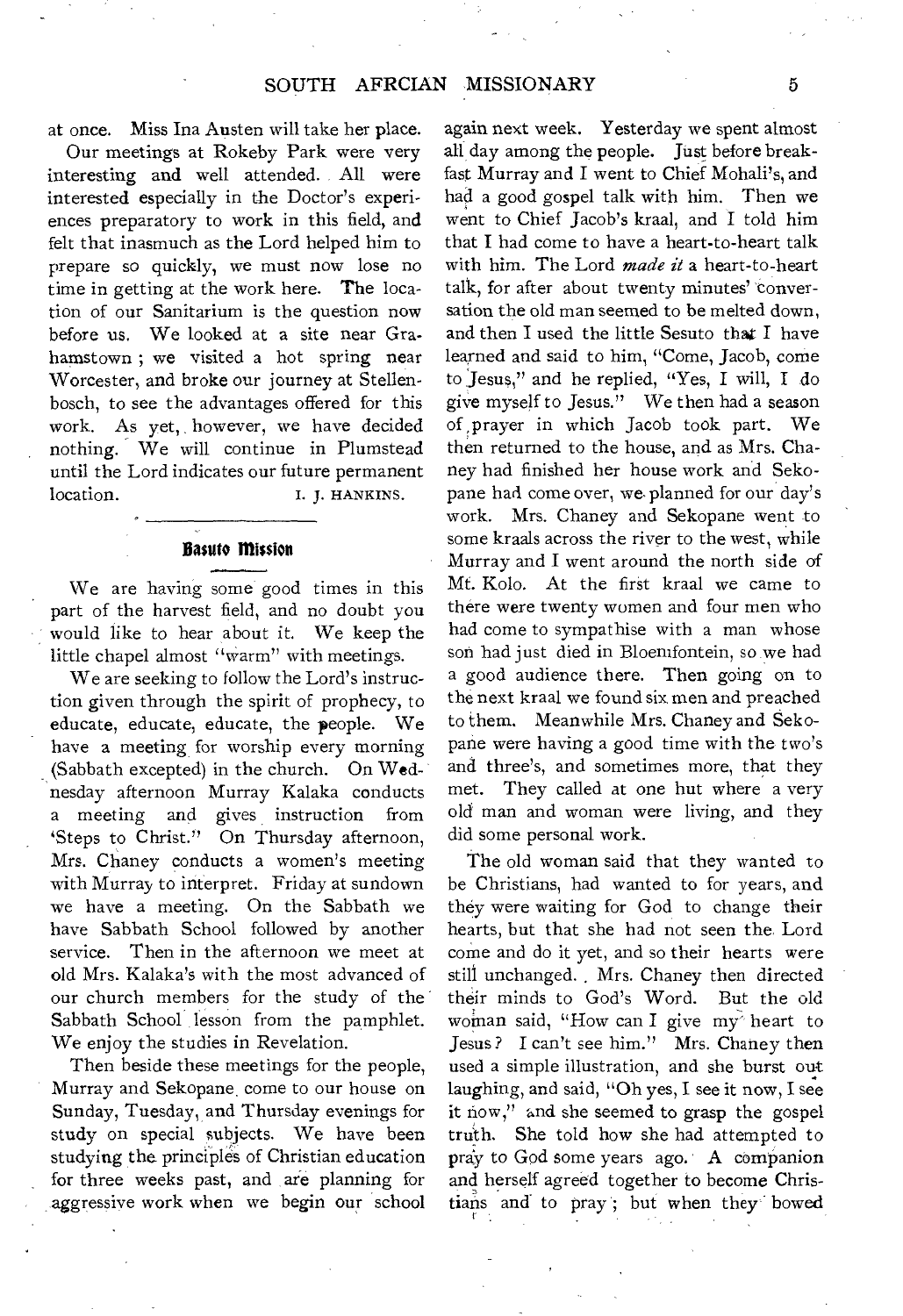at once. Miss Ina Austen will take her place.

Our meetings at Rokeby Park were very interesting and well attended. All were interested especially in the Doctor's experiences preparatory to work in this field, and felt that inasmuch as the Lord helped him to prepare so quickly, we must now lose no time in getting at the work here. The location of our Sanitarium is the question now before us. We looked at a site near Grahamstown; we visited a hot spring near Worcester, and broke our journey at Stellenbosch, to see the advantages offered for this work. As yet, however, we have decided nothing. We will continue in Plumstead until the Lord indicates our future permanent location.

I. J. HANKINS.

## Basuto Mission

We are having some good times in this part of the harvest field, and no doubt you would like to hear about it. We keep the little chapel almost "warm" with meetings.

We are seeking to follow the Lord's instruction given through the spirit of prophecy, to educate, educate, educate, the people. We have a meeting for worship every morning (Sabbath excepted) in the church. On Wednesday afternoon Murray Kalaka conducts a meeting and gives instruction from 'Steps to Christ." On Thursday afternoon, Mrs. Chaney conducts a women's meeting with Murray to interpret. Friday at sundown we have a meeting. On the Sabbath we have Sabbath School followed by another service. Then in the afternoon we meet at old Mrs. Kalaka's with the most advanced of our church members for the study of the Sabbath School lesson from the pamphlet. We enjoy the studies in Revelation.

Then beside these meetings for the people, Murray and Sekopane come to our house on Sunday, Tuesday, and Thursday evenings for study on special subjects. We have been studying the principles of Christian education for three weeks past, and are planning for aggressive work when we begin our school again next week. Yesterday we spent almost all day among the people. Just before breakfast Murray and I went to Chief Mohali's, and had a good gospel talk with him. Then we went to Chief Jacob's kraal, and I told him that I had come to have a heart-to-heart talk with him. The Lord *made it* a heart-to-heart talk, for after about twenty minutes' conversation the old man seemed to be melted down, and then I used the little Sesuto that I have learned and said to him, "Come, Jacob, come to Jesus," and he replied, "Yes, I will, I do give myself to Jesus." We then had a season of prayer in which Jacob took part. We then returned to the house, and as Mrs. Chaney had finished her house work and Sekopane had come over, we planned for our day's work. Mrs. Chaney and Sekopane went to some kraals across the river to the west, while Murray and I went around the north side of Mt. Kolo. At the first kraal we came to there were twenty women and four men who had come to sympathise with a man whose son had just died in Bloemfontein, so we had a good audience there. Then going on to the next kraal we found six men and preached to them. Meanwhile Mrs. Chaney and Sekopane were having a good time with the two's and three's, and sometimes more, that they met. They called at one hut where a very old man and woman were living, and they did some personal work.

The old woman said that they wanted to be Christians, had wanted to for years, and they were waiting for God to change their hearts, but that she had not seen the Lord come and do it yet, and so their hearts were still unchanged. Mrs. Chaney then directed their minds to God's Word. But the old woman said, "How can I give my heart to Jesus? I can't see him." Mrs. Chaney then used a simple illustration, and she burst out laughing, and said, "Oh yes, I see it now, I see it now," and she seemed to grasp the gospel truth. She told how she had attempted to pray to God some years ago. A companion and herself agreed together to become Christians and to pray; but when they bowed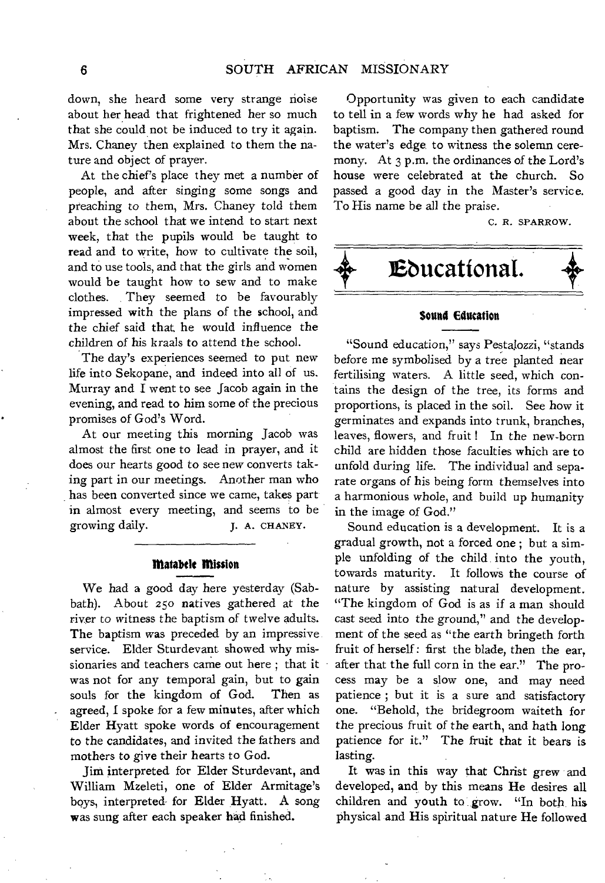down, she heard some very strange noise about her head that frightened her so much that she could not be induced to try it again. Mrs. Chaney then explained to them the nature and object of prayer.

At the chief's place they met a number of people, and after singing some songs and preaching to them, Mrs. Chaney told them about the school that we intend to start next week, that the pupils would be taught to read and to write, how to cultivate the soil, and to use tools, and that the girls and women would be taught how to sew and to make clothes. They seemed to be favourably impressed with the plans of the school, and the chief said that he would influence the children of his kraals to attend the school.

The day's experiences seemed to put new life into Sekopane, and indeed into all of us. Murray and I went to see Jacob again in the evening, and read to him some of the precious promises of God's Word.

At our meeting this morning Jacob was almost the first one to lead in prayer, and it does our hearts good to see new converts taking part in our meetings. Another man who has been converted since we came, takes part in almost every meeting, and seems to be growing daily.

J. A. CHANEY.

### Matabele Mission

We had a good day here yesterday (Sabbath). About 250 natives gathered at the river to witness the baptism of twelve adults. The baptism was preceded by an impressive service. Elder Sturdevant showed why missionaries and teachers came out here; that it was not for any temporal gain, but to gain souls for the kingdom of God. Then as agreed, I spoke for a few minutes, after which Elder Hyatt spoke words of encouragement to the candidates, and invited the fathers and mothers to give their hearts to God.

Jim interpreted for Elder Sturdevant, and William Mzeleti, one of Elder Armitage's boys, interpreted for Elder Hyatt. A song was sung after each speaker had finished.

Opportunity was given to each candidate to tell in a few words why he had asked for baptism. The company then gathered round the water's edge to witness the solemn ceremony. At 3 p.m. the ordinances of the Lord's house were celebrated at the church. So passed a good day in the Master's service. To His name be all the praise.

C. R. SPARROW.

## Educational.

### Sound Education

"Sound education," says Pestalozzi, "stands before me symbolised by a tree planted near fertilising waters. A little seed, which contains the design of the tree, its forms and proportions, is placed in the soil. See how it germinates and expands into trunk, branches, leaves, flowers, and fruit! In the new-born child are hidden those faculties which are to unfold during life. The individual and separate organs of his being form themselves into a harmonious whole, and build up humanity in the image of God."

Sound education is a development. It is a gradual growth, not a forced one; but a simple unfolding of the child into the youth, towards maturity. It follows the course of nature by assisting natural development. "The kingdom of God is as if a man should cast seed into the ground," and the development of the seed as "the earth bringeth forth fruit of herself: first the blade, then the ear, after that the full corn in the ear." The process may be a slow one, and may need patience; but it is a sure and satisfactory one. "Behold, the bridegroom waiteth for the precious fruit of the earth, and hath long patience for it." The fruit that it bears is lasting.

It was in this way that Christ grew and developed, and by this means He desires all children and youth to grow. "In both his physical and His spiritual nature He followed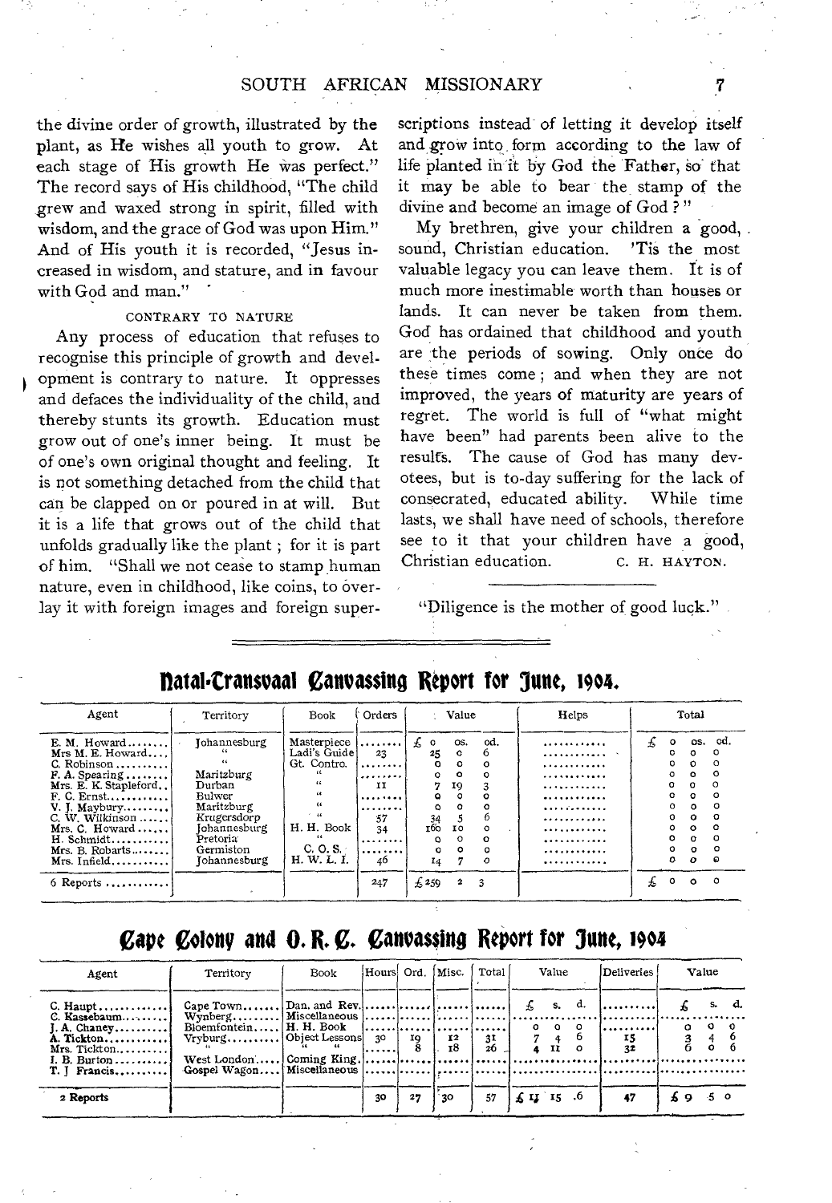the divine order of growth, illustrated by the plant, as He wishes all youth to grow. At each stage of His growth He was perfect." The record says of His childhood, "The child grew and waxed strong in spirit, filled with wisdom, and the grace of God was upon Him." And of His youth it is recorded, "Jesus increased in wisdom, and stature, and in favour with God and man."

#### CONTRARY TO NATURE

Any process of education that refuses to recognise this principle of growth and development is contrary to nature. It oppresses and defaces the individuality of the child, and thereby stunts its growth. Education must grow out of one's inner being. It must be of one's own original thought and feeling. It is not something detached from the child that can be clapped on or poured in at will. But it is a life that grows out of the child that unfolds gradually like the plant; for it is part of him. "Shall we not cease to stamp human nature, even in childhood, like coins, to overlay it with foreign images and foreign superscriptions instead of letting it develop itself and grow into form according to the law of life planted in it by God the Father, so that it may be able to bear the stamp of the divine and become an image of God?"

My brethren, give your children a good, sound, Christian education. 'Tis the most valuable legacy you can leave them. It is of much more inestimable worth than houses or lands. It can never be taken from them. God has ordained that childhood and youth are the periods of sowing. Only once do these times come; and when they are not improved, the years of maturity are years of regret. The world is full of "what might have been" had parents been alive to the results. The cause of God has many devotees, but is to-day suffering for the lack of consecrated, educated ability. While time lasts, we shall have need of schools, therefore see to it that your children have a good, Christian education.

C. H. HAYTON.

"Diligence is the mother of good luck."

## Natal-Transvaal Canvassing Report for June, 1904.

| Agent | Territory | Book | Orders | Value | Helps | Total |
|---|---|---|---|---|---|---|
| E. M. Howard | Johannesburg | Masterpiece | | £ 0 0s. 0d. | | £ 0 0s. 0d. |
| Mrs M. E. Howard | " | Ladi's Guide | 23 | 25 0 6 | | 0 0 0 |
| C. Robinson | " | Gt. Contro. | | 0 0 0 | | 0 0 0 |
| F. A. Spearing | Maritzburg | " | | 0 0 0 | | 0 0 0 |
| Mrs. E. K. Stapleford | Durban | " | 11 | 7 19 3 | | 0 0 0 |
| F. C. Ernst | Bulwer | " | | 0 0 0 | | 0 0 0 |
| V. J. Maybury | Maritzburg | " | | 0 0 0 | | 0 0 0 |
| C. W. Wilkinson | Krugersdorp | " | 57 | 34 5 6 | | 0 0 0 |
| Mrs. C. Howard | Johannesburg | H. H. Book | 34 | 160 10 0 | | 0 0 0 |
| H. Schmidt | Pretoria | " | | 0 0 0 | | 0 0 0 |
| Mrs. B. Robarts | Germiston | C. O. S. | | 0 0 0 | | 0 0 0 |
| Mrs. Infield | Johannesburg | H. W. L. I. | 46 | 14 7 0 | | 0 0 0 |
| 6 Reports | | | 247 | £259 2 3 | | £ 0 0 0 |

## Cape Colony and O. R. C. Canvassing Report for June, 1904

| Agent | Territory | Book | Hours | Ord. | Misc. | Total | Value | Deliveries | Value |
|---|---|---|---|---|---|---|---|---|---|
| C. Haupt | Cape Town | Dan. and Rev. | | | | | £ s. d. | | £ s. d. |
| C. Kassebaum | Wynberg | Miscellaneous | | | | | | | |
| J. A. Chaney | Bloemfontein | H. H. Book | | | | | 0 0 0 | | 0 0 0 |
| A. Tickton | Vryburg | Object Lessons | 30 | 19 | 12 | 31 | 7 4 6 | 15 | 3 4 6 |
| Mrs. Tickton | " | " " | | 8 | 18 | 26 | 4 11 0 | 32 | 6 0 6 |
| I. B. Burton | West London | Coming King | | | | | | | |
| T. J. Francis | Gospel Wagon | Miscellaneous | | | | | | | |
| 2 Reports | | | 30 | 27 | 30 | 57 | £11 15 6 | 47 | £9 5 0 |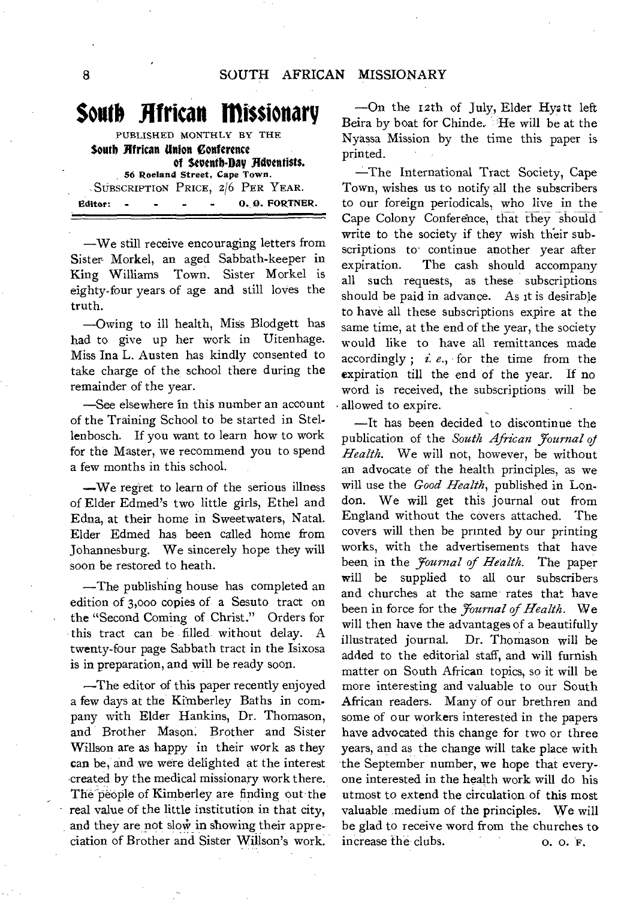# South African Missionary

PUBLISHED MONTHLY BY THE

**South African Union Conference of Seventh-Day Adventists.**

56 Roeland Street, Cape Town.

SUBSCRIPTION PRICE, 2/6 PER YEAR.

**Editor:** - - - - - O. O. FORTNER.

---

—We still receive encouraging letters from Sister Morkel, an aged Sabbath-keeper in King Williams Town. Sister Morkel is eighty-four years of age and still loves the truth.

—Owing to ill health, Miss Blodgett has had to give up her work in Uitenhage. Miss Ina L. Austen has kindly consented to take charge of the school there during the remainder of the year.

—See elsewhere in this number an account of the Training School to be started in Stellenbosch. If you want to learn how to work for the Master, we recommend you to spend a few months in this school.

—We regret to learn of the serious illness of Elder Edmed's two little girls, Ethel and Edna, at their home in Sweetwaters, Natal. Elder Edmed has been called home from Johannesburg. We sincerely hope they will soon be restored to heath.

—The publishing house has completed an edition of 3,000 copies of a Sesuto tract on the "Second Coming of Christ." Orders for this tract can be filled without delay. A twenty-four page Sabbath tract in the Isixosa is in preparation, and will be ready soon.

—The editor of this paper recently enjoyed a few days at the Kimberley Baths in company with Elder Hankins, Dr. Thomason, and Brother Mason. Brother and Sister Willson are as happy in their work as they can be, and we were delighted at the interest created by the medical missionary work there. The people of Kimberley are finding out the real value of the little institution in that city, and they are not slow in showing their appreciation of Brother and Sister Willson's work.

—On the 12th of July, Elder Hyatt left Beira by boat for Chinde. He will be at the Nyassa Mission by the time this paper is printed.

—The International Tract Society, Cape Town, wishes us to notify all the subscribers to our foreign periodicals, who live in the Cape Colony Conference, that they should write to the society if they wish their subscriptions to continue another year after expiration. The cash should accompany all such requests, as these subscriptions should be paid in advance. As it is desirable to have all these subscriptions expire at the same time, at the end of the year, the society would like to have all remittances made accordingly; *i. e.*, for the time from the expiration till the end of the year. If no word is received, the subscriptions will be allowed to expire.

—It has been decided to discontinue the publication of the *South African Journal of Health*. We will not, however, be without an advocate of the health principles, as we will use the *Good Health*, published in London. We will get this journal out from England without the covers attached. The covers will then be printed by our printing works, with the advertisements that have been in the *Journal of Health*. The paper will be supplied to all our subscribers and churches at the same rates that have been in force for the *Journal of Health*. We will then have the advantages of a beautifully illustrated journal. Dr. Thomason will be added to the editorial staff, and will furnish matter on South African topics, so it will be more interesting and valuable to our South African readers. Many of our brethren and some of our workers interested in the papers have advocated this change for two or three years, and as the change will take place with the September number, we hope that everyone interested in the health work will do his utmost to extend the circulation of this most valuable medium of the principles. We will be glad to receive word from the churches to increase the clubs. O. O. F.